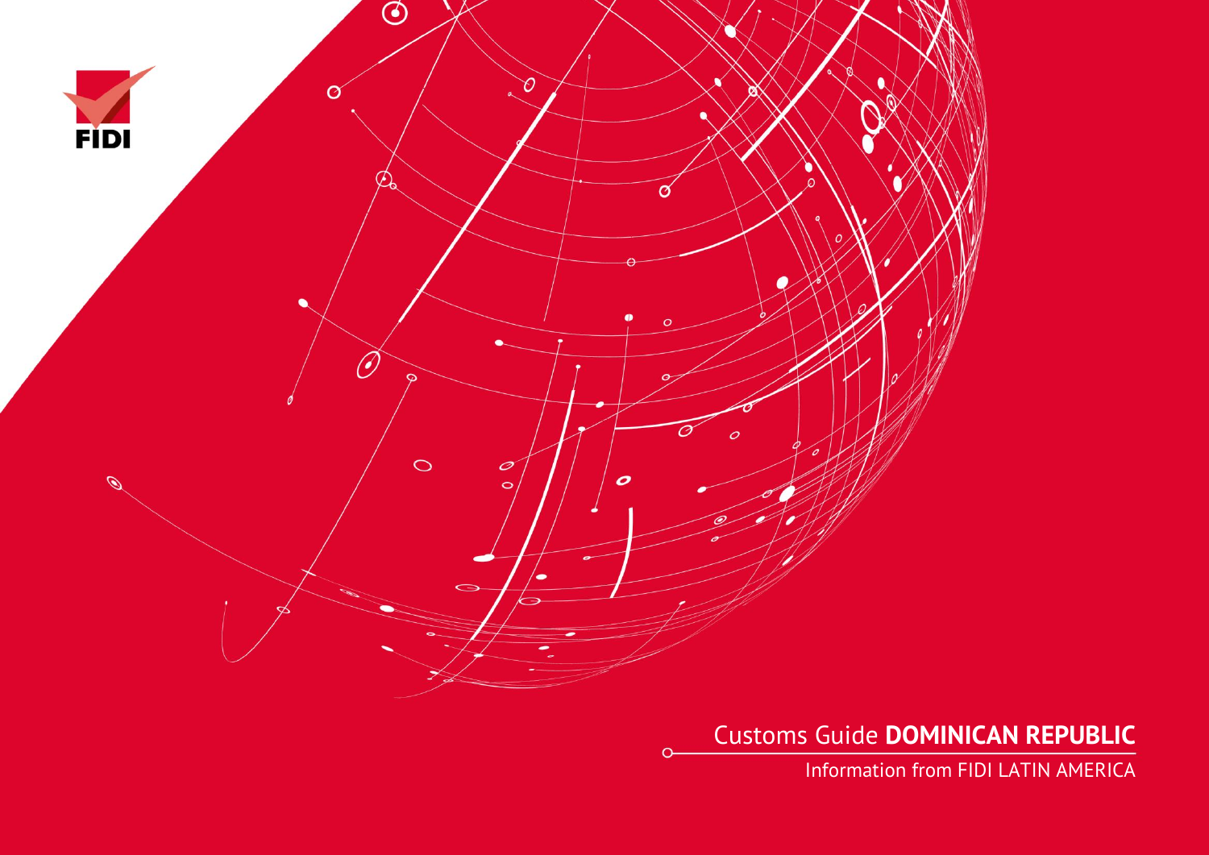FIDI

# Customs Guide **DOMINICAN REPUBLIC**

Information from FIDI LATIN AMERICA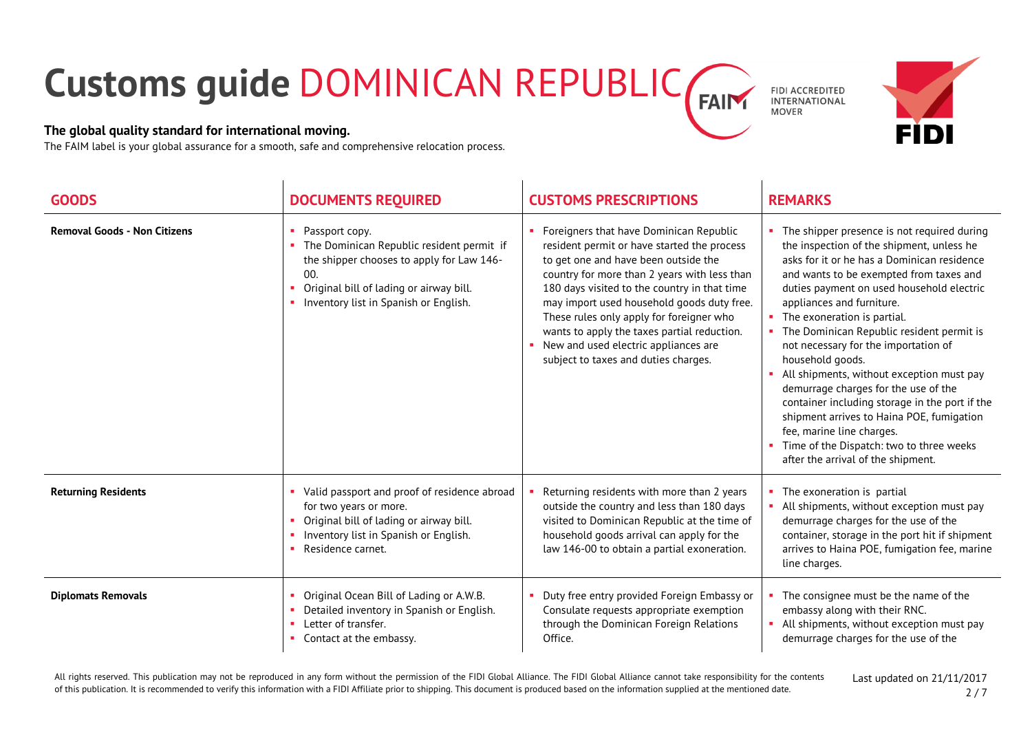# Customs guide DOMINICAN REPUBLIC

**The global quality standard for international moving.**
The FAIM label is your global assurance for a smooth, safe and comprehensive relocation process.

FIDI ACCREDITED INTERNATIONAL MOVER

| GOODS | DOCUMENTS REQUIRED | CUSTOMS PRESCRIPTIONS | REMARKS |
|---|---|---|---|
| **Removal Goods - Non Citizens** | • Passport copy.<br>• The Dominican Republic resident permit if the shipper chooses to apply for Law 146-00.<br>• Original bill of lading or airway bill.<br>• Inventory list in Spanish or English. | • Foreigners that have Dominican Republic resident permit or have started the process to get one and have been outside the country for more than 2 years with less than 180 days visited to the country in that time may import used household goods duty free. These rules only apply for foreigner who wants to apply the taxes partial reduction.<br>• New and used electric appliances are subject to taxes and duties charges. | • The shipper presence is not required during the inspection of the shipment, unless he asks for it or he has a Dominican residence and wants to be exempted from taxes and duties payment on used household electric appliances and furniture.<br>• The exoneration is partial.<br>• The Dominican Republic resident permit is not necessary for the importation of household goods.<br>• All shipments, without exception must pay demurrage charges for the use of the container including storage in the port if the shipment arrives to Haina POE, fumigation fee, marine line charges.<br>• Time of the Dispatch: two to three weeks after the arrival of the shipment. |
| **Returning Residents** | • Valid passport and proof of residence abroad for two years or more.<br>• Original bill of lading or airway bill.<br>• Inventory list in Spanish or English.<br>• Residence carnet. | • Returning residents with more than 2 years outside the country and less than 180 days visited to Dominican Republic at the time of household goods arrival can apply for the law 146-00 to obtain a partial exoneration. | • The exoneration is partial<br>• All shipments, without exception must pay demurrage charges for the use of the container, storage in the port hit if shipment arrives to Haina POE, fumigation fee, marine line charges. |
| **Diplomats Removals** | • Original Ocean Bill of Lading or A.W.B.<br>• Detailed inventory in Spanish or English.<br>• Letter of transfer.<br>• Contact at the embassy. | • Duty free entry provided Foreign Embassy or Consulate requests appropriate exemption through the Dominican Foreign Relations Office. | • The consignee must be the name of the embassy along with their RNC.<br>• All shipments, without exception must pay demurrage charges for the use of the |

All rights reserved. This publication may not be reproduced in any form without the permission of the FIDI Global Alliance. The FIDI Global Alliance cannot take responsibility for the contents of this publication. It is recommended to verify this information with a FIDI Affiliate prior to shipping. This document is produced based on the information supplied at the mentioned date.

Last updated on 21/11/2017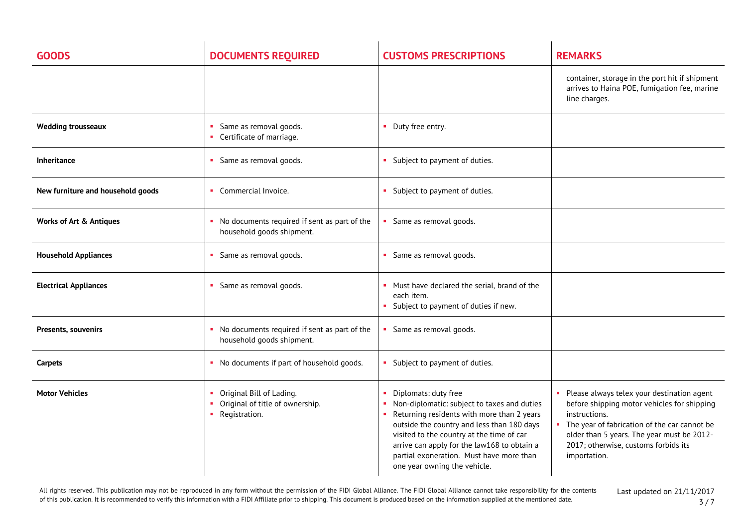| GOODS | DOCUMENTS REQUIRED | CUSTOMS PRESCRIPTIONS | REMARKS |
|---|---|---|---|
| | | | container, storage in the port hit if shipment arrives to Haina POE, fumigation fee, marine line charges. |
| **Wedding trousseaux** | ▪ Same as removal goods.<br>▪ Certificate of marriage. | ▪ Duty free entry. | |
| **Inheritance** | ▪ Same as removal goods. | ▪ Subject to payment of duties. | |
| **New furniture and household goods** | ▪ Commercial Invoice. | ▪ Subject to payment of duties. | |
| **Works of Art & Antiques** | ▪ No documents required if sent as part of the household goods shipment. | ▪ Same as removal goods. | |
| **Household Appliances** | ▪ Same as removal goods. | ▪ Same as removal goods. | |
| **Electrical Appliances** | ▪ Same as removal goods. | ▪ Must have declared the serial, brand of the each item.<br>▪ Subject to payment of duties if new. | |
| **Presents, souvenirs** | ▪ No documents required if sent as part of the household goods shipment. | ▪ Same as removal goods. | |
| **Carpets** | ▪ No documents if part of household goods. | ▪ Subject to payment of duties. | |
| **Motor Vehicles** | ▪ Original Bill of Lading.<br>▪ Original of title of ownership.<br>▪ Registration. | ▪ Diplomats: duty free<br>▪ Non-diplomatic: subject to taxes and duties<br>▪ Returning residents with more than 2 years outside the country and less than 180 days visited to the country at the time of car arrive can apply for the law168 to obtain a partial exoneration. Must have more than one year owning the vehicle. | ▪ Please always telex your destination agent before shipping motor vehicles for shipping instructions.<br>▪ The year of fabrication of the car cannot be older than 5 years. The year must be 2012-2017; otherwise, customs forbids its importation. |

All rights reserved. This publication may not be reproduced in any form without the permission of the FIDI Global Alliance. The FIDI Global Alliance cannot take responsibility for the contents of this publication. It is recommended to verify this information with a FIDI Affiliate prior to shipping. This document is produced based on the information supplied at the mentioned date.

Last updated on 21/11/2017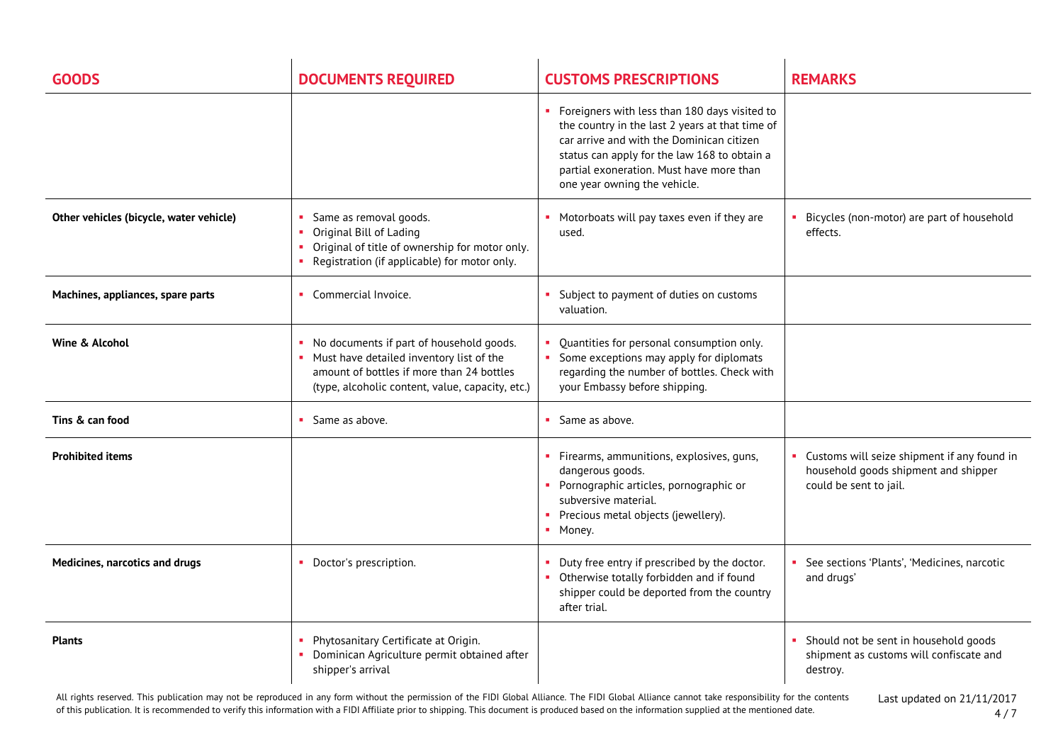| GOODS | DOCUMENTS REQUIRED | CUSTOMS PRESCRIPTIONS | REMARKS |
|---|---|---|---|
| | | ▪ Foreigners with less than 180 days visited to the country in the last 2 years at that time of car arrive and with the Dominican citizen status can apply for the law 168 to obtain a partial exoneration. Must have more than one year owning the vehicle. | |
| **Other vehicles (bicycle, water vehicle)** | ▪ Same as removal goods.<br>▪ Original Bill of Lading<br>▪ Original of title of ownership for motor only.<br>▪ Registration (if applicable) for motor only. | ▪ Motorboats will pay taxes even if they are used. | ▪ Bicycles (non-motor) are part of household effects. |
| **Machines, appliances, spare parts** | ▪ Commercial Invoice. | ▪ Subject to payment of duties on customs valuation. | |
| **Wine & Alcohol** | ▪ No documents if part of household goods.<br>▪ Must have detailed inventory list of the amount of bottles if more than 24 bottles (type, alcoholic content, value, capacity, etc.) | ▪ Quantities for personal consumption only.<br>▪ Some exceptions may apply for diplomats regarding the number of bottles. Check with your Embassy before shipping. | |
| **Tins & can food** | ▪ Same as above. | ▪ Same as above. | |
| **Prohibited items** | | ▪ Firearms, ammunitions, explosives, guns, dangerous goods.<br>▪ Pornographic articles, pornographic or subversive material.<br>▪ Precious metal objects (jewellery).<br>▪ Money. | ▪ Customs will seize shipment if any found in household goods shipment and shipper could be sent to jail. |
| **Medicines, narcotics and drugs** | ▪ Doctor's prescription. | ▪ Duty free entry if prescribed by the doctor.<br>▪ Otherwise totally forbidden and if found shipper could be deported from the country after trial. | ▪ See sections 'Plants', 'Medicines, narcotic and drugs' |
| **Plants** | ▪ Phytosanitary Certificate at Origin.<br>▪ Dominican Agriculture permit obtained after shipper's arrival | | ▪ Should not be sent in household goods shipment as customs will confiscate and destroy. |

All rights reserved. This publication may not be reproduced in any form without the permission of the FIDI Global Alliance. The FIDI Global Alliance cannot take responsibility for the contents of this publication. It is recommended to verify this information with a FIDI Affiliate prior to shipping. This document is produced based on the information supplied at the mentioned date.

Last updated on 21/11/2017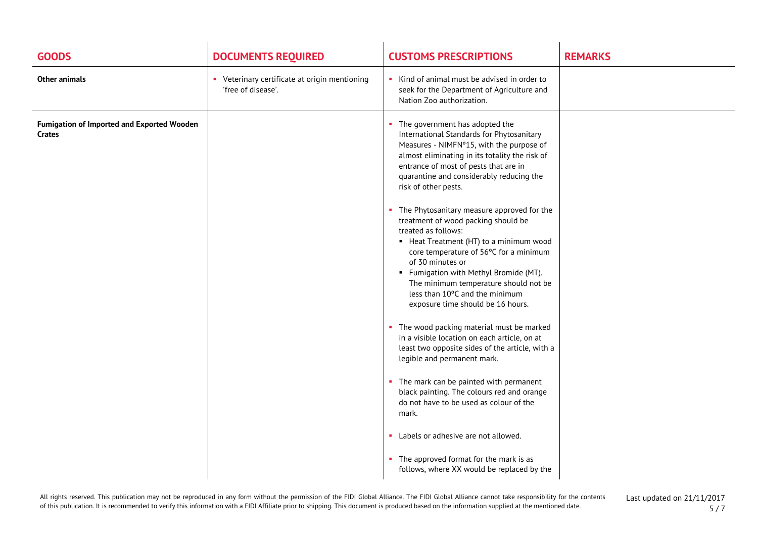| GOODS | DOCUMENTS REQUIRED | CUSTOMS PRESCRIPTIONS | REMARKS |
| --- | --- | --- | --- |
| **Other animals** | ▪ Veterinary certificate at origin mentioning 'free of disease'. | ▪ Kind of animal must be advised in order to seek for the Department of Agriculture and Nation Zoo authorization. | |
| **Fumigation of Imported and Exported Wooden Crates** | | ▪ The government has adopted the International Standards for Phytosanitary Measures - NIMFNº15, with the purpose of almost eliminating in its totality the risk of entrance of most of pests that are in quarantine and considerably reducing the risk of other pests.<br><br>▪ The Phytosanitary measure approved for the treatment of wood packing should be treated as follows:<br>▪ Heat Treatment (HT) to a minimum wood core temperature of 56ºC for a minimum of 30 minutes or<br>▪ Fumigation with Methyl Bromide (MT). The minimum temperature should not be less than 10ºC and the minimum exposure time should be 16 hours.<br><br>▪ The wood packing material must be marked in a visible location on each article, on at least two opposite sides of the article, with a legible and permanent mark.<br><br>▪ The mark can be painted with permanent black painting. The colours red and orange do not have to be used as colour of the mark.<br><br>▪ Labels or adhesive are not allowed.<br><br>▪ The approved format for the mark is as follows, where XX would be replaced by the | |

All rights reserved. This publication may not be reproduced in any form without the permission of the FIDI Global Alliance. The FIDI Global Alliance cannot take responsibility for the contents of this publication. It is recommended to verify this information with a FIDI Affiliate prior to shipping. This document is produced based on the information supplied at the mentioned date.

Last updated on 21/11/2017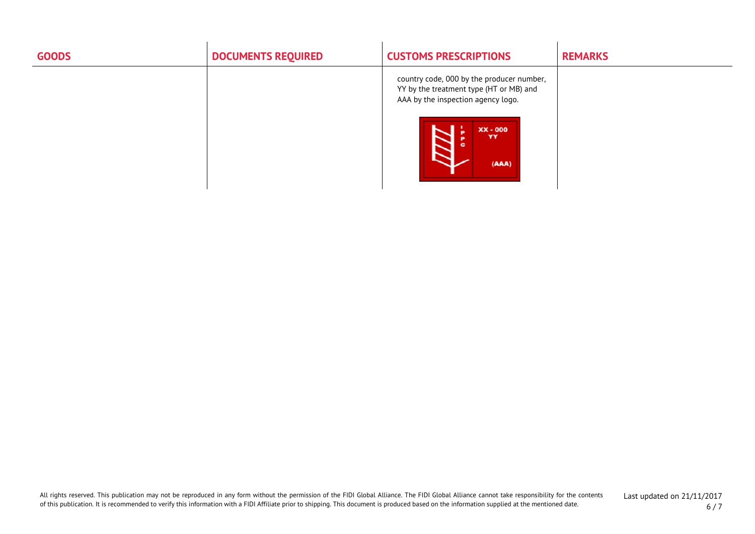| GOODS | DOCUMENTS REQUIRED | CUSTOMS PRESCRIPTIONS | REMARKS |
| --- | --- | --- | --- |
| | | country code, 000 by the producer number, YY by the treatment type (HT or MB) and AAA by the inspection agency logo. | |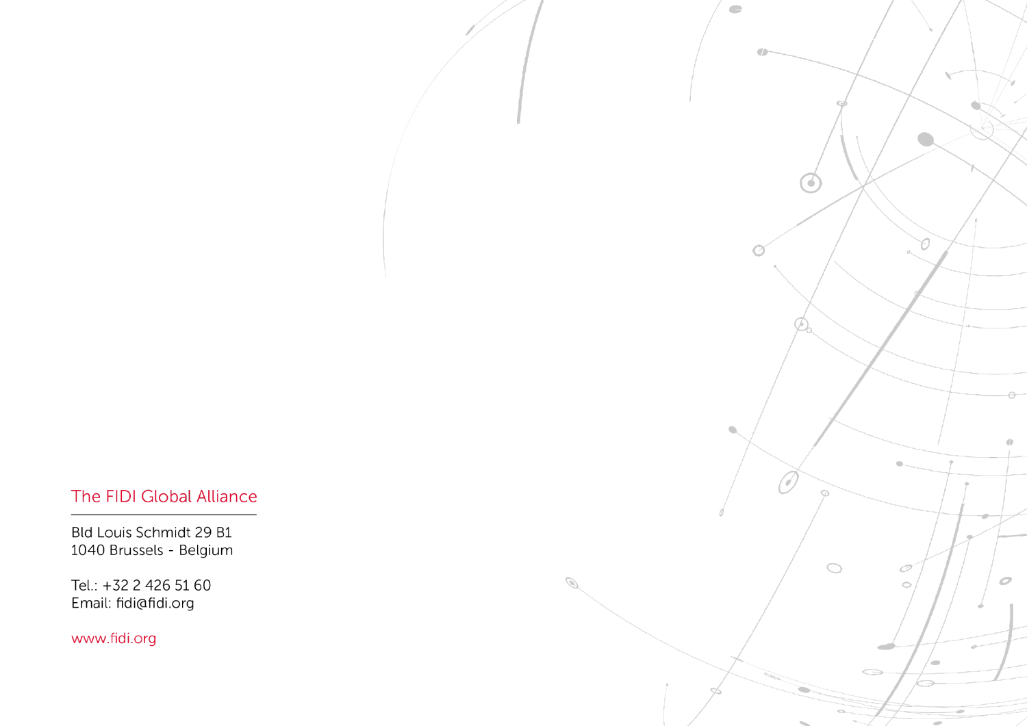The FIDI Global Alliance

Bld Louis Schmidt 29 B1
1040 Brussels - Belgium

Tel.: +32 2 426 51 60
Email: fidi@fidi.org

www.fidi.org